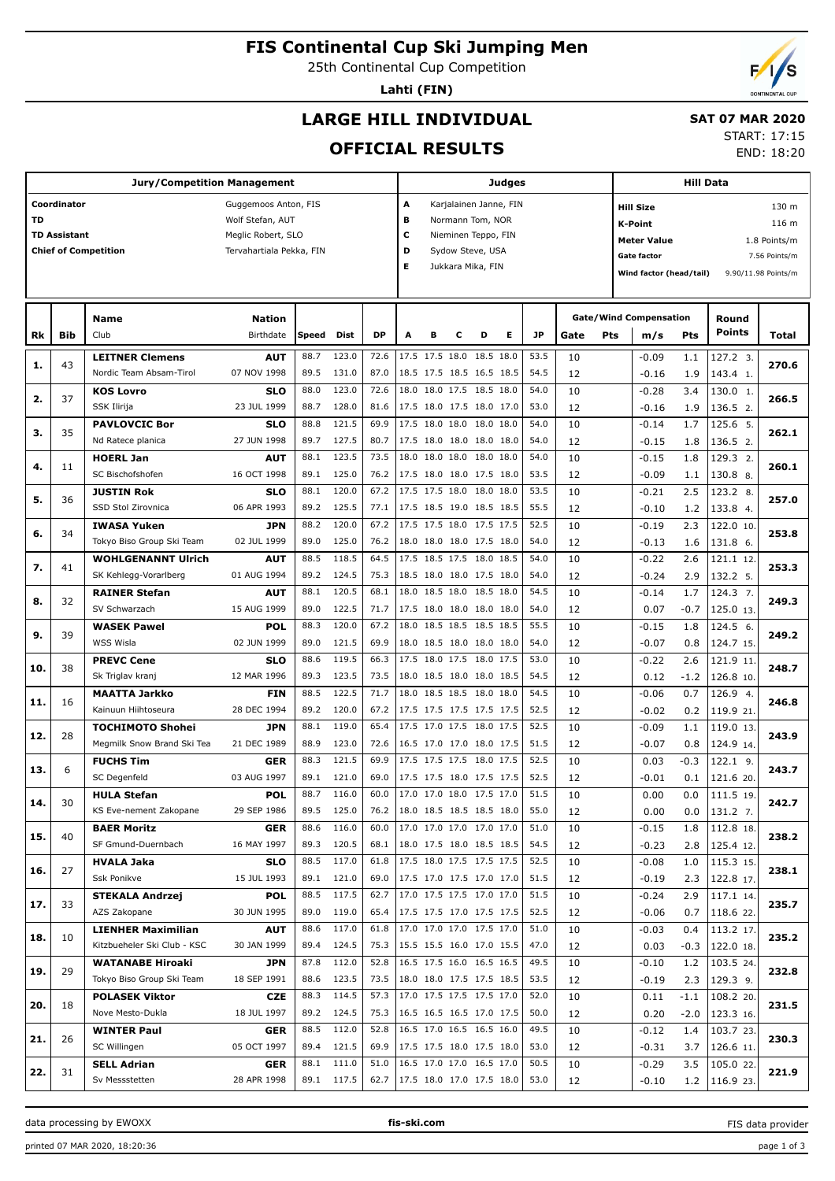# FIS Continental Cup Ski Jumping Men

25th Continental Cup Competition

**Lahti (FIN)**

## LARGE HILL INDIVIDUAL

## OFFICIAL RESULTS

**SAT 07 MAR 2020**

START: 17:15
END: 18:20

| Jury/Competition Management | | Judges | | Hill Data | |
|---|---|---|---|---|---|
| Coordinator | Guggemoos Anton, FIS | A | Karjalainen Janne, FIN | Hill Size | 130 m |
| TD | Wolf Stefan, AUT | B | Normann Tom, NOR | K-Point | 116 m |
| TD Assistant | Meglic Robert, SLO | C | Nieminen Teppo, FIN | Meter Value | 1.8 Points/m |
| Chief of Competition | Tervahartiala Pekka, FIN | D | Sydow Steve, USA | Gate factor | 7.56 Points/m |
| | | E | Jukkara Mika, FIN | Wind factor (head/tail) | 9.90/11.98 Points/m |

| Rk | Bib | Name / Club | Nation / Birthdate | Speed | Dist | DP | A | B | C | D | E | JP | Gate | Pts | m/s | Pts | Round Points | Total |
|---|---|---|---|---|---|---|---|---|---|---|---|---|---|---|---|---|---|---|
| 1. | 43 | **LEITNER Clemens** | **AUT** | 88.7 | 123.0 | 72.6 | 17.5 | 17.5 | 18.0 | 18.5 | 18.0 | 53.5 | 10 | | -0.09 | 1.1 | 127.2 3. | 270.6 |
| | | Nordic Team Absam-Tirol | 07 NOV 1998 | 89.5 | 131.0 | 87.0 | 18.5 | 17.5 | 18.5 | 16.5 | 18.5 | 54.5 | 12 | | -0.16 | 1.9 | 143.4 1. | |
| 2. | 37 | **KOS Lovro** | **SLO** | 88.0 | 123.0 | 72.6 | 18.0 | 18.0 | 17.5 | 18.5 | 18.0 | 54.0 | 10 | | -0.28 | 3.4 | 130.0 1. | 266.5 |
| | | SSK Ilirija | 23 JUL 1999 | 88.7 | 128.0 | 81.6 | 17.5 | 18.0 | 17.5 | 18.0 | 17.0 | 53.0 | 12 | | -0.16 | 1.9 | 136.5 2. | |
| 3. | 35 | **PAVLOVCIC Bor** | **SLO** | 88.8 | 121.5 | 69.9 | 17.5 | 18.0 | 18.0 | 18.0 | 18.0 | 54.0 | 10 | | -0.14 | 1.7 | 125.6 5. | 262.1 |
| | | Nd Ratece planica | 27 JUN 1998 | 89.7 | 127.5 | 80.7 | 17.5 | 18.0 | 18.0 | 18.0 | 18.0 | 54.0 | 12 | | -0.15 | 1.8 | 136.5 2. | |
| 4. | 11 | **HOERL Jan** | **AUT** | 88.1 | 123.5 | 73.5 | 18.0 | 18.0 | 18.0 | 18.0 | 18.0 | 54.0 | 10 | | -0.15 | 1.8 | 129.3 2. | 260.1 |
| | | SC Bischofshofen | 16 OCT 1998 | 89.1 | 125.0 | 76.2 | 17.5 | 18.0 | 18.0 | 17.5 | 18.0 | 53.5 | 12 | | -0.09 | 1.1 | 130.8 8. | |
| 5. | 36 | **JUSTIN Rok** | **SLO** | 88.1 | 120.0 | 67.2 | 17.5 | 17.5 | 18.0 | 18.0 | 18.0 | 53.5 | 10 | | -0.21 | 2.5 | 123.2 8. | 257.0 |
| | | SSD Stol Zirovnica | 06 APR 1993 | 89.2 | 125.5 | 77.1 | 17.5 | 18.5 | 19.0 | 18.5 | 18.5 | 55.5 | 12 | | -0.10 | 1.2 | 133.8 4. | |
| 6. | 34 | **IWASA Yuken** | **JPN** | 88.2 | 120.0 | 67.2 | 17.5 | 17.5 | 18.0 | 17.5 | 17.5 | 52.5 | 10 | | -0.19 | 2.3 | 122.0 10. | 253.8 |
| | | Tokyo Biso Group Ski Team | 02 JUL 1999 | 89.0 | 125.0 | 76.2 | 18.0 | 18.0 | 18.0 | 17.5 | 18.0 | 54.0 | 12 | | -0.13 | 1.6 | 131.8 6. | |
| 7. | 41 | **WOHLGENANNT Ulrich** | **AUT** | 88.5 | 118.5 | 64.5 | 17.5 | 18.5 | 17.5 | 18.0 | 18.5 | 54.0 | 10 | | -0.22 | 2.6 | 121.1 12. | 253.3 |
| | | SK Kehlegg-Vorarlberg | 01 AUG 1994 | 89.2 | 124.5 | 75.3 | 18.5 | 18.0 | 18.0 | 17.5 | 18.0 | 54.0 | 12 | | -0.24 | 2.9 | 132.2 5. | |
| 8. | 32 | **RAINER Stefan** | **AUT** | 88.1 | 120.5 | 68.1 | 18.0 | 18.5 | 18.0 | 18.5 | 18.0 | 54.5 | 10 | | -0.14 | 1.7 | 124.3 7. | 249.3 |
| | | SV Schwarzach | 15 AUG 1999 | 89.0 | 122.5 | 71.7 | 17.5 | 18.0 | 18.0 | 18.0 | 18.0 | 54.0 | 12 | | 0.07 | -0.7 | 125.0 13. | |
| 9. | 39 | **WASEK Pawel** | **POL** | 88.3 | 120.0 | 67.2 | 18.0 | 18.5 | 18.5 | 18.5 | 18.5 | 55.5 | 10 | | -0.15 | 1.8 | 124.5 6. | 249.2 |
| | | WSS Wisla | 02 JUN 1999 | 89.0 | 121.5 | 69.9 | 18.0 | 18.5 | 18.0 | 18.0 | 18.0 | 54.0 | 12 | | -0.07 | 0.8 | 124.7 15. | |
| 10. | 38 | **PREVC Cene** | **SLO** | 88.6 | 119.5 | 66.3 | 17.5 | 18.0 | 17.5 | 18.0 | 17.5 | 53.0 | 10 | | -0.22 | 2.6 | 121.9 11. | 248.7 |
| | | Sk Triglav kranj | 12 MAR 1996 | 89.3 | 123.5 | 73.5 | 18.0 | 18.5 | 18.0 | 18.0 | 18.5 | 54.5 | 12 | | 0.12 | -1.2 | 126.8 10. | |
| 11. | 16 | **MAATTA Jarkko** | **FIN** | 88.5 | 122.5 | 71.7 | 18.0 | 18.5 | 18.5 | 18.0 | 18.0 | 54.5 | 10 | | -0.06 | 0.7 | 126.9 4. | 246.8 |
| | | Kainuun Hiihtoseura | 28 DEC 1994 | 89.2 | 120.0 | 67.2 | 17.5 | 17.5 | 17.5 | 17.5 | 17.5 | 52.5 | 12 | | -0.02 | 0.2 | 119.9 21. | |
| 12. | 28 | **TOCHIMOTO Shohei** | **JPN** | 88.1 | 119.0 | 65.4 | 17.5 | 17.0 | 17.5 | 18.0 | 17.5 | 52.5 | 10 | | -0.09 | 1.1 | 119.0 13. | 243.9 |
| | | Megmilk Snow Brand Ski Tea | 21 DEC 1989 | 88.9 | 123.0 | 72.6 | 16.5 | 17.0 | 17.0 | 18.0 | 17.5 | 51.5 | 12 | | -0.07 | 0.8 | 124.9 14. | |
| 13. | 6 | **FUCHS Tim** | **GER** | 88.3 | 121.5 | 69.9 | 17.5 | 17.5 | 17.5 | 18.0 | 17.5 | 52.5 | 10 | | 0.03 | -0.3 | 122.1 9. | 243.7 |
| | | SC Degenfeld | 03 AUG 1997 | 89.1 | 121.0 | 69.0 | 17.5 | 17.5 | 18.0 | 17.5 | 17.5 | 52.5 | 12 | | -0.01 | 0.1 | 121.6 20. | |
| 14. | 30 | **HULA Stefan** | **POL** | 88.7 | 116.0 | 60.0 | 17.0 | 17.0 | 18.0 | 17.5 | 17.0 | 51.5 | 10 | | 0.00 | 0.0 | 111.5 19. | 242.7 |
| | | KS Eve-nement Zakopane | 29 SEP 1986 | 89.5 | 125.0 | 76.2 | 18.0 | 18.5 | 18.5 | 18.5 | 18.0 | 55.0 | 12 | | 0.00 | 0.0 | 131.2 7. | |
| 15. | 40 | **BAER Moritz** | **GER** | 88.6 | 116.0 | 60.0 | 17.0 | 17.0 | 17.0 | 17.0 | 17.0 | 51.0 | 10 | | -0.15 | 1.8 | 112.8 18. | 238.2 |
| | | SF Gmund-Duernbach | 16 MAY 1997 | 89.3 | 120.5 | 68.1 | 18.0 | 17.5 | 18.0 | 18.5 | 18.5 | 54.5 | 12 | | -0.23 | 2.8 | 125.4 12. | |
| 16. | 27 | **HVALA Jaka** | **SLO** | 88.5 | 117.0 | 61.8 | 17.5 | 18.0 | 17.5 | 17.5 | 17.5 | 52.5 | 10 | | -0.08 | 1.0 | 115.3 15. | 238.1 |
| | | Ssk Ponikve | 15 JUL 1993 | 89.1 | 121.0 | 69.0 | 17.5 | 17.0 | 17.5 | 17.0 | 17.0 | 51.5 | 12 | | -0.19 | 2.3 | 122.8 17. | |
| 17. | 33 | **STEKALA Andrzej** | **POL** | 88.5 | 117.5 | 62.7 | 17.0 | 17.5 | 17.5 | 17.0 | 17.0 | 51.5 | 10 | | -0.24 | 2.9 | 117.1 14. | 235.7 |
| | | AZS Zakopane | 30 JUN 1995 | 89.0 | 119.0 | 65.4 | 17.5 | 17.5 | 17.0 | 17.5 | 17.5 | 52.5 | 12 | | -0.06 | 0.7 | 118.6 22. | |
| 18. | 10 | **LIENHER Maximilian** | **AUT** | 88.6 | 117.0 | 61.8 | 17.0 | 17.0 | 17.0 | 17.5 | 17.0 | 51.0 | 10 | | -0.03 | 0.4 | 113.2 17. | 235.2 |
| | | Kitzbueheler Ski Club - KSC | 30 JAN 1999 | 89.4 | 124.5 | 75.3 | 15.5 | 15.5 | 16.0 | 17.0 | 15.5 | 47.0 | 12 | | 0.03 | -0.3 | 122.0 18. | |
| 19. | 29 | **WATANABE Hiroaki** | **JPN** | 87.8 | 112.0 | 52.8 | 16.5 | 17.5 | 16.0 | 16.5 | 16.5 | 49.5 | 10 | | -0.10 | 1.2 | 103.5 24. | 232.8 |
| | | Tokyo Biso Group Ski Team | 18 SEP 1991 | 88.6 | 123.5 | 73.5 | 18.0 | 18.0 | 17.5 | 17.5 | 18.5 | 53.5 | 12 | | -0.19 | 2.3 | 129.3 9. | |
| 20. | 18 | **POLASEK Viktor** | **CZE** | 88.3 | 114.5 | 57.3 | 17.0 | 17.5 | 17.5 | 17.5 | 17.0 | 52.0 | 10 | | 0.11 | -1.1 | 108.2 20. | 231.5 |
| | | Nove Mesto-Dukla | 18 JUL 1997 | 89.2 | 124.5 | 75.3 | 16.5 | 16.5 | 16.5 | 17.0 | 17.5 | 50.0 | 12 | | 0.20 | -2.0 | 123.3 16. | |
| 21. | 26 | **WINTER Paul** | **GER** | 88.5 | 112.0 | 52.8 | 16.5 | 17.0 | 16.5 | 16.5 | 16.0 | 49.5 | 10 | | -0.12 | 1.4 | 103.7 23. | 230.3 |
| | | SC Willingen | 05 OCT 1997 | 89.4 | 121.5 | 69.9 | 17.5 | 17.5 | 18.0 | 17.5 | 18.0 | 53.0 | 12 | | -0.31 | 3.7 | 126.6 11. | |
| 22. | 31 | **SELL Adrian** | **GER** | 88.1 | 111.0 | 51.0 | 16.5 | 17.0 | 17.0 | 16.5 | 17.0 | 50.5 | 10 | | -0.29 | 3.5 | 105.0 22. | 221.9 |
| | | Sv Messstetten | 28 APR 1998 | 89.1 | 117.5 | 62.7 | 17.5 | 18.0 | 17.0 | 17.5 | 18.0 | 53.0 | 12 | | -0.10 | 1.2 | 116.9 23. | |

data processing by EWOXX | fis-ski.com | FIS data provider

printed 07 MAR 2020, 18:20:36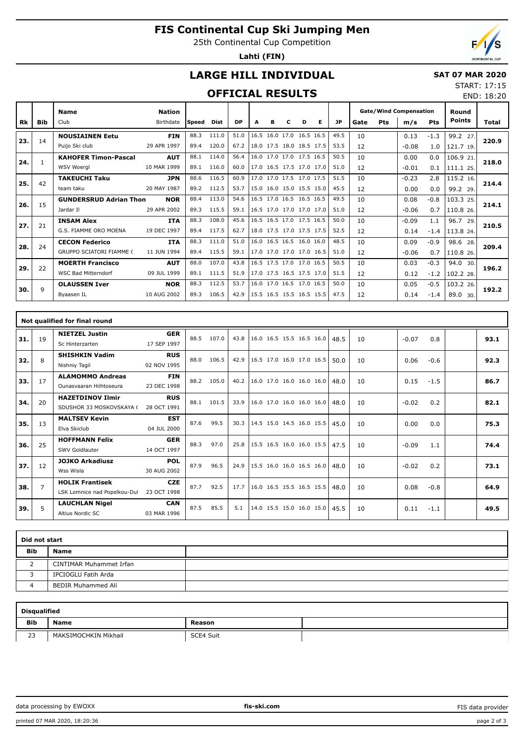# FIS Continental Cup Ski Jumping Men

25th Continental Cup Competition

**Lahti (FIN)**

## LARGE HILL INDIVIDUAL

**SAT 07 MAR 2020**

START: 17:15
END: 18:20

## OFFICIAL RESULTS

| Rk | Bib | Name / Club | Nation / Birthdate | Speed | Dist | DP | A | B | C | D | E | JP | Gate | Pts | m/s | Pts | Round Points | Total |
|---|---|---|---|---|---|---|---|---|---|---|---|---|---|---|---|---|---|---|
| 23. | 14 | **NOUSIAINEN Eetu** | **FIN** | 88.3 | 111.0 | 51.0 | 16.5 | 16.0 | 17.0 | 16.5 | 16.5 | 49.5 | 10 | | 0.13 | -1.3 | 99.2 27. | **220.9** |
| | | Puijo Ski club | 29 APR 1997 | 89.4 | 120.0 | 67.2 | 18.0 | 17.5 | 18.0 | 18.5 | 17.5 | 53.5 | 12 | | -0.08 | 1.0 | 121.7 19. | |
| 24. | 1 | **KAHOFER Timon-Pascal** | **AUT** | 88.1 | 114.0 | 56.4 | 16.0 | 17.0 | 17.0 | 17.5 | 16.5 | 50.5 | 10 | | 0.00 | 0.0 | 106.9 21. | **218.0** |
| | | WSV Woergl | 10 MAR 1999 | 89.1 | 116.0 | 60.0 | 17.0 | 16.5 | 17.5 | 17.0 | 17.0 | 51.0 | 12 | | -0.01 | 0.1 | 111.1 25. | |
| 25. | 42 | **TAKEUCHI Taku** | **JPN** | 88.6 | 116.5 | 60.9 | 17.0 | 17.0 | 17.5 | 17.0 | 17.5 | 51.5 | 10 | | -0.23 | 2.8 | 115.2 16. | **214.4** |
| | | team taku | 20 MAY 1987 | 89.2 | 112.5 | 53.7 | 15.0 | 16.0 | 15.0 | 15.5 | 15.0 | 45.5 | 12 | | 0.00 | 0.0 | 99.2 29. | |
| 26. | 15 | **GUNDERSRUD Adrian Thon** | **NOR** | 88.4 | 113.0 | 54.6 | 16.5 | 17.0 | 16.5 | 16.5 | 16.5 | 49.5 | 10 | | 0.08 | -0.8 | 103.3 25. | **214.1** |
| | | Jardar Il | 29 APR 2002 | 89.3 | 115.5 | 59.1 | 16.5 | 17.0 | 17.0 | 17.0 | 17.0 | 51.0 | 12 | | -0.06 | 0.7 | 110.8 26. | |
| 27. | 21 | **INSAM Alex** | **ITA** | 88.3 | 108.0 | 45.6 | 16.5 | 16.5 | 17.0 | 17.5 | 16.5 | 50.0 | 10 | | -0.09 | 1.1 | 96.7 29. | **210.5** |
| | | G.S. FIAMME ORO MOENA | 19 DEC 1997 | 89.4 | 117.5 | 62.7 | 18.0 | 17.5 | 17.0 | 17.5 | 17.5 | 52.5 | 12 | | 0.14 | -1.4 | 113.8 24. | |
| 28. | 24 | **CECON Federico** | **ITA** | 88.3 | 111.0 | 51.0 | 16.0 | 16.5 | 16.5 | 16.0 | 16.0 | 48.5 | 10 | | 0.09 | -0.9 | 98.6 28. | **209.4** |
| | | GRUPPO SCIATORI FIAMME ( | 11 JUN 1994 | 89.4 | 115.5 | 59.1 | 17.0 | 17.0 | 17.0 | 17.0 | 16.5 | 51.0 | 12 | | -0.06 | 0.7 | 110.8 26. | |
| 29. | 22 | **MOERTH Francisco** | **AUT** | 88.0 | 107.0 | 43.8 | 16.5 | 17.5 | 17.0 | 17.0 | 16.5 | 50.5 | 10 | | 0.03 | -0.3 | 94.0 30. | **196.2** |
| | | WSC Bad Mitterndorf | 09 JUL 1999 | 89.1 | 111.5 | 51.9 | 17.0 | 17.5 | 16.5 | 17.5 | 17.0 | 51.5 | 12 | | 0.12 | -1.2 | 102.2 28. | |
| 30. | 9 | **OLAUSSEN Iver** | **NOR** | 88.3 | 112.5 | 53.7 | 16.0 | 17.0 | 16.5 | 17.0 | 16.5 | 50.0 | 10 | | 0.05 | -0.5 | 103.2 26. | **192.2** |
| | | Byaasen IL | 10 AUG 2002 | 89.3 | 106.5 | 42.9 | 15.5 | 16.5 | 15.5 | 16.5 | 15.5 | 47.5 | 12 | | 0.14 | -1.4 | 89.0 30. | |

### Not qualified for final round

| Rk | Bib | Name / Club | Nation / Birthdate | Speed | Dist | DP | A | B | C | D | E | JP | Gate | Pts | m/s | Pts | Round Points | Total |
|---|---|---|---|---|---|---|---|---|---|---|---|---|---|---|---|---|---|---|
| 31. | 19 | **NIETZEL Justin** / Sc Hinterzarten | **GER** / 17 SEP 1997 | 88.5 | 107.0 | 43.8 | 16.0 | 16.5 | 15.5 | 16.5 | 16.0 | 48.5 | 10 | | -0.07 | 0.8 | | **93.1** |
| 32. | 8 | **SHISHKIN Vadim** / Nishniy Tagil | **RUS** / 02 NOV 1995 | 88.0 | 106.5 | 42.9 | 16.5 | 17.0 | 16.0 | 17.0 | 16.5 | 50.0 | 10 | | 0.06 | -0.6 | | **92.3** |
| 33. | 17 | **ALAMOMMO Andreas** / Ounasvaaran Hiihtoseura | **FIN** / 23 DEC 1998 | 88.2 | 105.0 | 40.2 | 16.0 | 17.0 | 16.0 | 16.0 | 16.0 | 48.0 | 10 | | 0.15 | -1.5 | | **86.7** |
| 34. | 20 | **HAZETDINOV Ilmir** / SDUSHOR 33 MOSKOVSKAYA ( | **RUS** / 28 OCT 1991 | 88.1 | 101.5 | 33.9 | 16.0 | 17.0 | 16.0 | 16.0 | 16.0 | 48.0 | 10 | | -0.02 | 0.2 | | **82.1** |
| 35. | 13 | **MALTSEV Kevin** / Elva Skiclub | **EST** / 04 JUL 2000 | 87.6 | 99.5 | 30.3 | 14.5 | 15.0 | 14.5 | 16.0 | 15.5 | 45.0 | 10 | | 0.00 | 0.0 | | **75.3** |
| 36. | 25 | **HOFFMANN Felix** / SWV Goldlauter | **GER** / 14 OCT 1997 | 88.3 | 97.0 | 25.8 | 15.5 | 16.5 | 16.0 | 16.0 | 15.5 | 47.5 | 10 | | -0.09 | 1.1 | | **74.4** |
| 37. | 12 | **JOJKO Arkadiusz** / Wss Wisla | **POL** / 30 AUG 2002 | 87.9 | 96.5 | 24.9 | 15.5 | 16.0 | 16.0 | 16.5 | 16.0 | 48.0 | 10 | | -0.02 | 0.2 | | **73.1** |
| 38. | 7 | **HOLIK Frantisek** / LSK Lomnice nad Popelkou-Dul | **CZE** / 23 OCT 1998 | 87.7 | 92.5 | 17.7 | 16.0 | 16.5 | 15.5 | 16.5 | 15.5 | 48.0 | 10 | | 0.08 | -0.8 | | **64.9** |
| 39. | 5 | **LAUCHLAN Nigel** / Altius Nordic SC | **CAN** / 03 MAR 1996 | 87.5 | 85.5 | 5.1 | 14.0 | 15.5 | 15.0 | 16.0 | 15.0 | 45.5 | 10 | | 0.11 | -1.1 | | **49.5** |

### Did not start

| Bib | Name |
|---|---|
| 2 | CINTIMAR Muhammet Irfan |
| 3 | IPCIOGLU Fatih Arda |
| 4 | BEDIR Muhammed Ali |

### Disqualified

| Bib | Name | Reason |
|---|---|---|
| 23 | MAKSIMOCHKIN Mikhail | SCE4 Suit |

data processing by EWOXX | fis-ski.com | FIS data provider

printed 07 MAR 2020, 18:20:36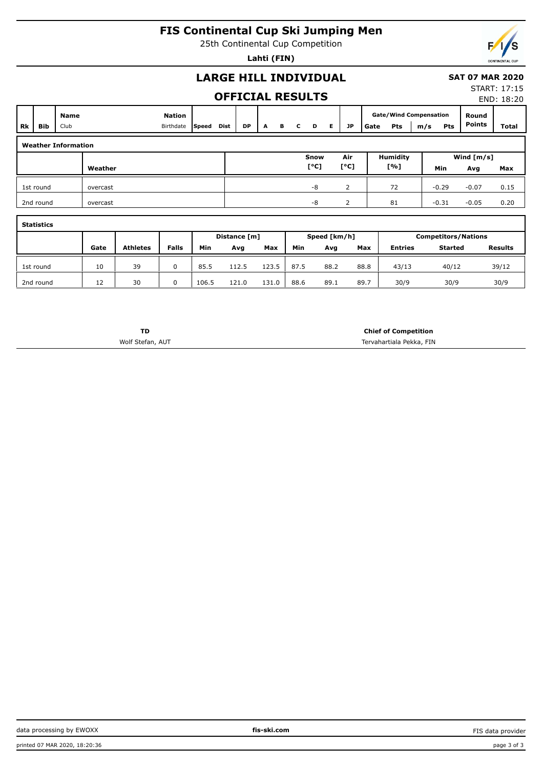# FIS Continental Cup Ski Jumping Men

25th Continental Cup Competition

**Lahti (FIN)**

## LARGE HILL INDIVIDUAL

**SAT 07 MAR 2020**

START: 17:15

END: 18:20

## OFFICIAL RESULTS

| Rk | Bib | Name / Club | Nation / Birthdate | Speed | Dist | DP | A | B | C | D | E | JP | Gate | Pts | m/s | Pts | Round Points | Total |
|---|---|---|---|---|---|---|---|---|---|---|---|---|---|---|---|---|---|---|

**Weather Information**

| | Weather | Snow [°C] | Air [°C] | Humidity [%] | Wind [m/s] Min | Avg | Max |
|---|---|---|---|---|---|---|---|
| 1st round | overcast | -8 | 2 | 72 | -0.29 | -0.07 | 0.15 |
| 2nd round | overcast | -8 | 2 | 81 | -0.31 | -0.05 | 0.20 |

**Statistics**

| | Gate | Athletes | Falls | Distance [m] Min | Avg | Max | Speed [km/h] Min | Avg | Max | Competitors/Nations Entries | Started | Results |
|---|---|---|---|---|---|---|---|---|---|---|---|---|
| 1st round | 10 | 39 | 0 | 85.5 | 112.5 | 123.5 | 87.5 | 88.2 | 88.8 | 43/13 | 40/12 | 39/12 |
| 2nd round | 12 | 30 | 0 | 106.5 | 121.0 | 131.0 | 88.6 | 89.1 | 89.7 | 30/9 | 30/9 | 30/9 |

**TD**

Wolf Stefan, AUT

**Chief of Competition**

Tervahartiala Pekka, FIN

data processing by EWOXX

fis-ski.com

FIS data provider

printed 07 MAR 2020, 18:20:36